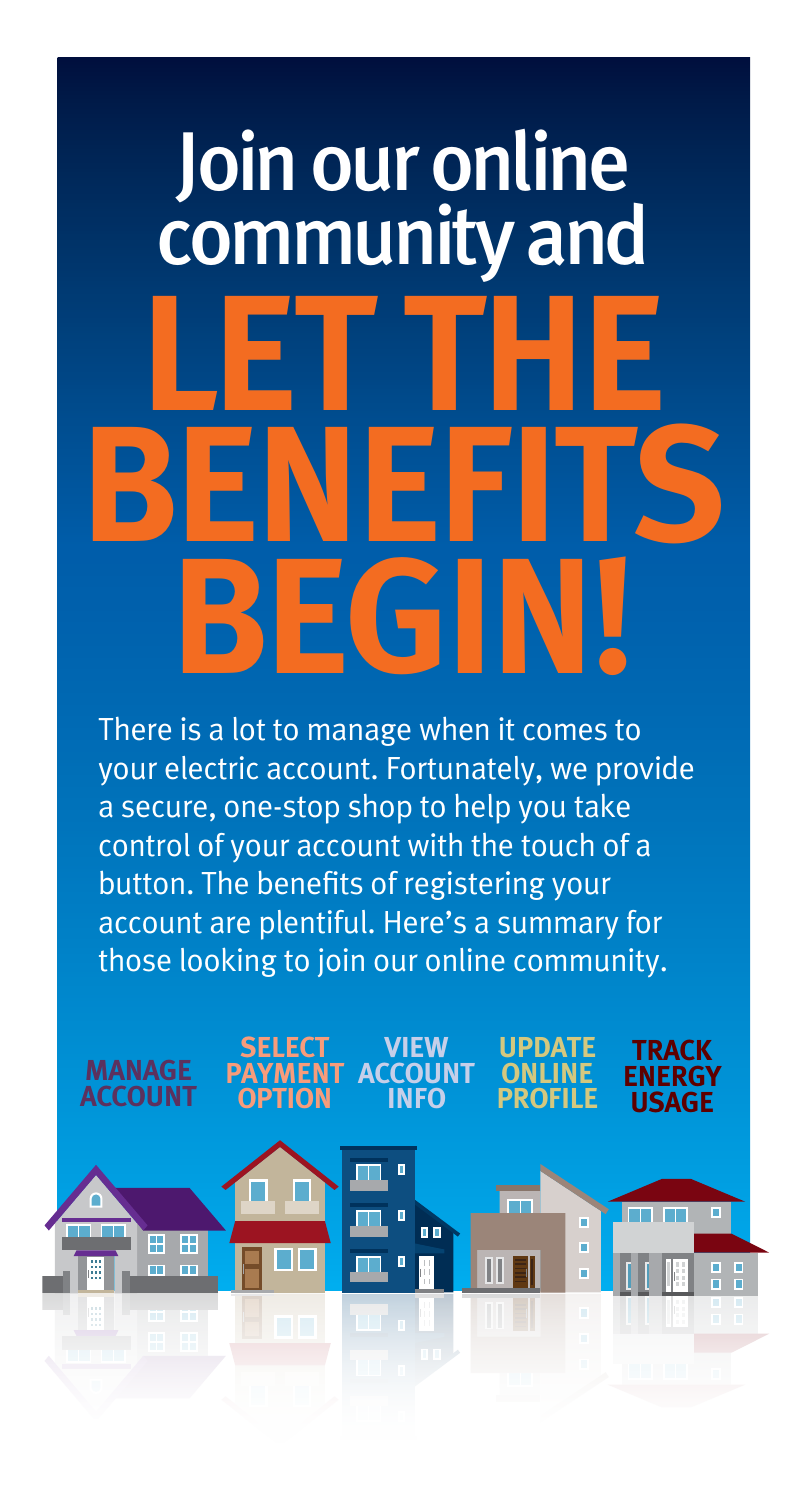# Join our online community and LET THE BENEFITS BEGIN!

There is a lot to manage when it comes to your electric account. Fortunately, we provide a secure, one-stop shop to help you take control of your account with the touch of a button. The benefits of registering your account are plentiful. Here's a summary for those looking to join our online community.

**MANAGE ACCOUNT**

**SELECT PAYMENT OPTION**

**VIEW ACCOUNT INFO**

**UPDATE ONLINE PROFILE**

**TRACK ENERGY USAGE**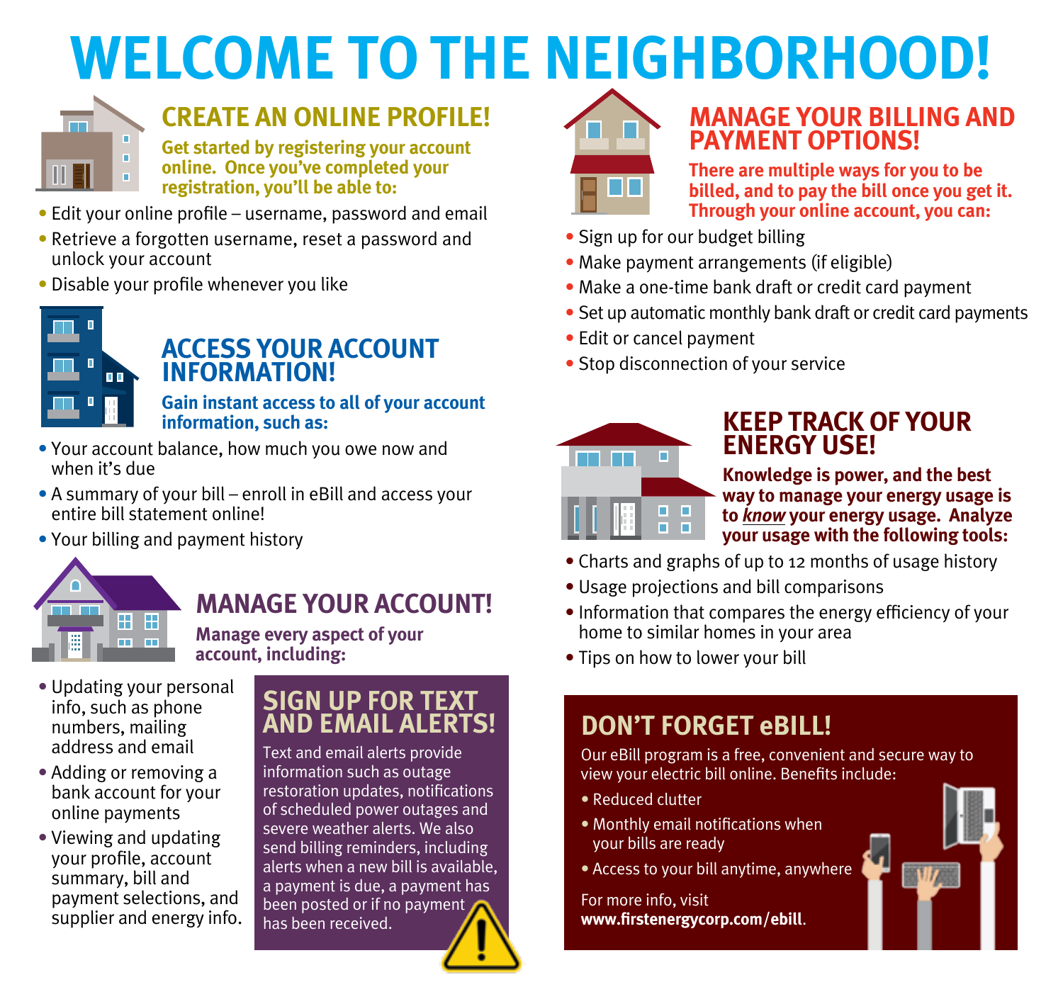# WELCOME TO THE NEIGHBORHOOD!

## CREATE AN ONLINE PROFILE!

**Get started by registering your account online. Once you've completed your registration, you'll be able to:**

- Edit your online profile – username, password and email
- Retrieve a forgotten username, reset a password and unlock your account
- Disable your profile whenever you like

## ACCESS YOUR ACCOUNT INFORMATION!

**Gain instant access to all of your account information, such as:**

- Your account balance, how much you owe now and when it's due
- A summary of your bill – enroll in eBill and access your entire bill statement online!
- Your billing and payment history

## MANAGE YOUR ACCOUNT!

**Manage every aspect of your account, including:**

- Updating your personal info, such as phone numbers, mailing address and email
- Adding or removing a bank account for your online payments
- Viewing and updating your profile, account summary, bill and payment selections, and supplier and energy info.

## SIGN UP FOR TEXT AND EMAIL ALERTS!

Text and email alerts provide information such as outage restoration updates, notifications of scheduled power outages and severe weather alerts. We also send billing reminders, including alerts when a new bill is available, a payment is due, a payment has been posted or if no payment has been received.

## MANAGE YOUR BILLING AND PAYMENT OPTIONS!

**There are multiple ways for you to be billed, and to pay the bill once you get it. Through your online account, you can:**

- Sign up for our budget billing
- Make payment arrangements (if eligible)
- Make a one-time bank draft or credit card payment
- Set up automatic monthly bank draft or credit card payments
- Edit or cancel payment
- Stop disconnection of your service

## KEEP TRACK OF YOUR ENERGY USE!

**Knowledge is power, and the best way to manage your energy usage is to *know* your energy usage. Analyze your usage with the following tools:**

- Charts and graphs of up to 12 months of usage history
- Usage projections and bill comparisons
- Information that compares the energy efficiency of your home to similar homes in your area
- Tips on how to lower your bill

## DON'T FORGET eBILL!

Our eBill program is a free, convenient and secure way to view your electric bill online. Benefits include:

- Reduced clutter
- Monthly email notifications when your bills are ready
- Access to your bill anytime, anywhere

For more info, visit **www.firstenergycorp.com/ebill**.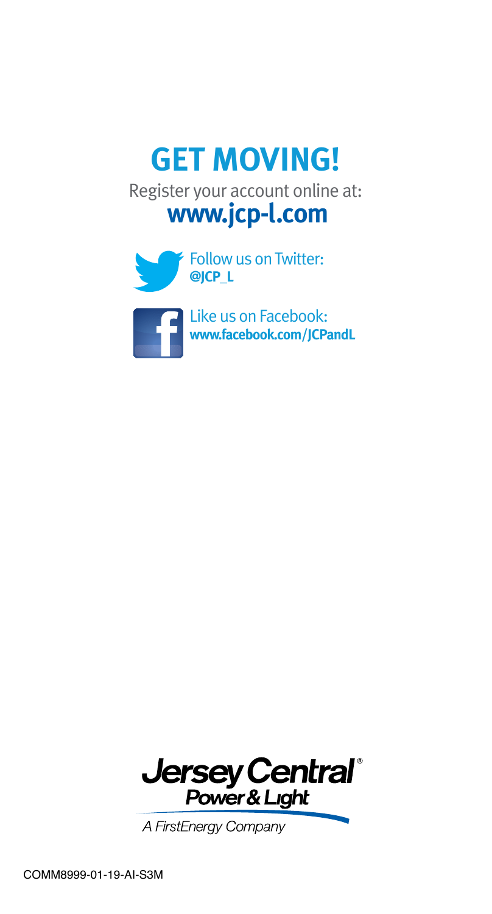# GET MOVING!

Register your account online at:

**www.jcp-l.com**

Follow us on Twitter:
**@JCP_L**

Like us on Facebook:
**www.facebook.com/JCPandL**

Jersey Central Power & Light

*A FirstEnergy Company*

COMM8999-01-19-AI-S3M